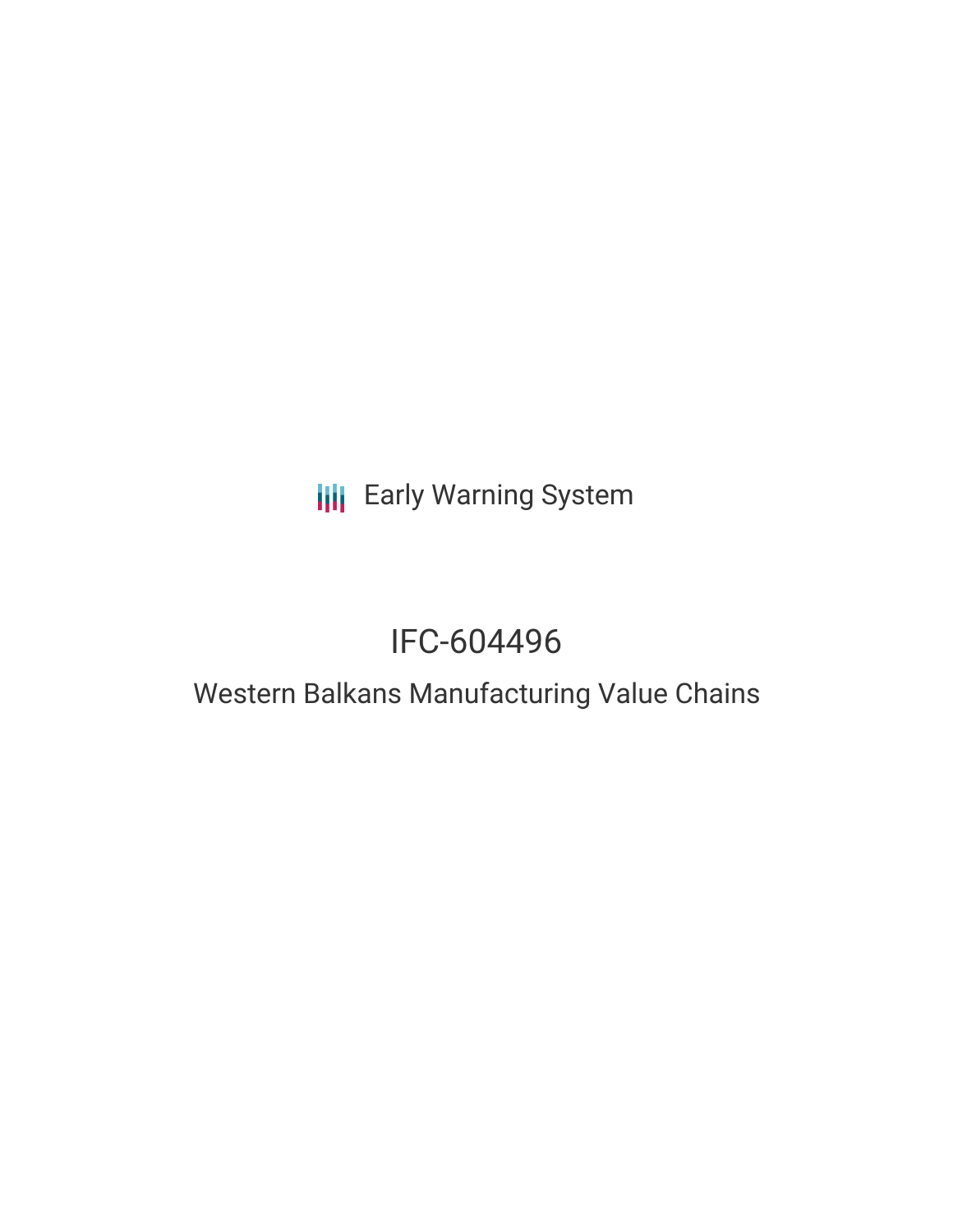Early Warning System

# IFC-604496

## Western Balkans Manufacturing Value Chains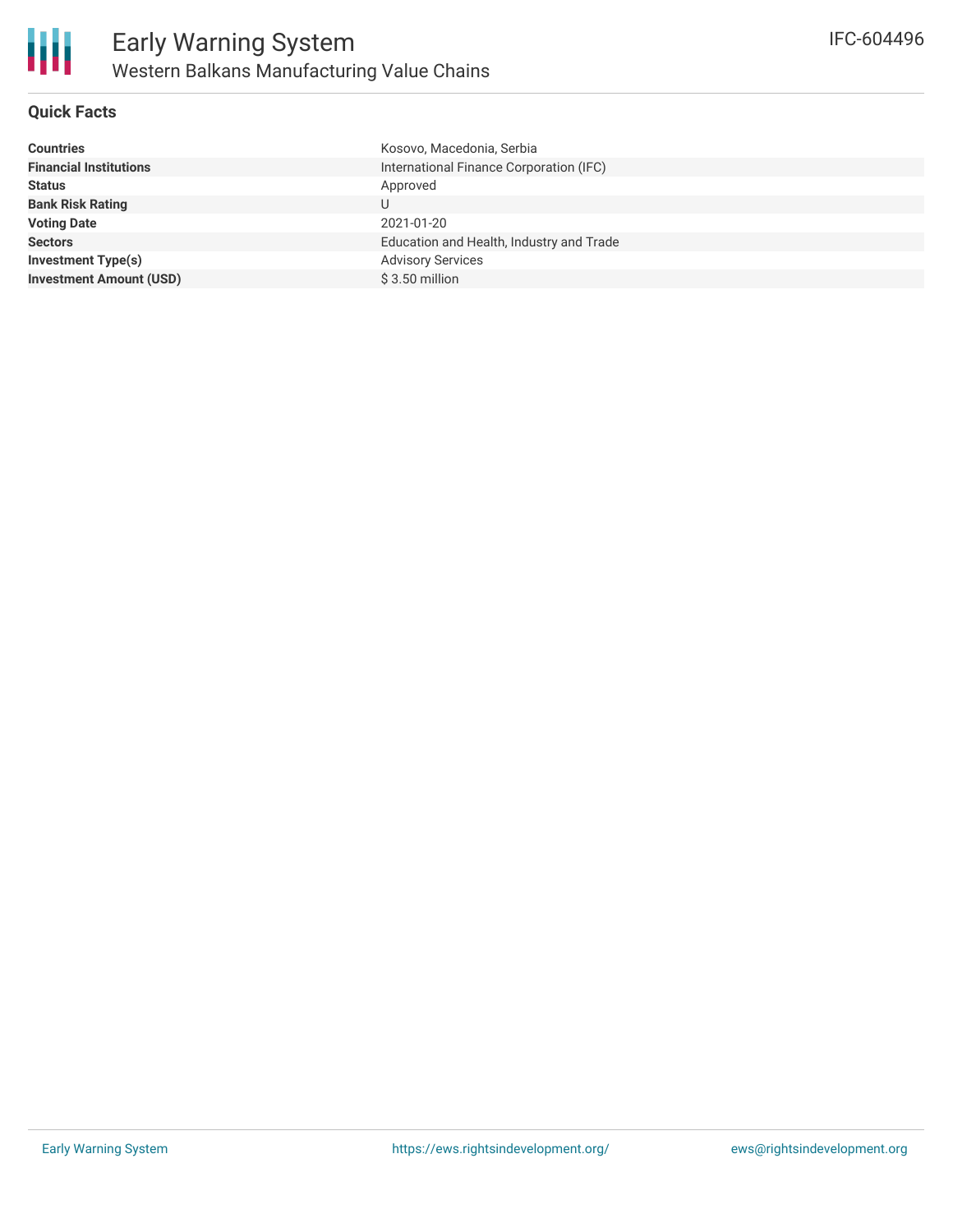# Early Warning System

## Western Balkans Manufacturing Value Chains

IFC-604496

### Quick Facts

| | |
|---|---|
| **Countries** | Kosovo, Macedonia, Serbia |
| **Financial Institutions** | International Finance Corporation (IFC) |
| **Status** | Approved |
| **Bank Risk Rating** | U |
| **Voting Date** | 2021-01-20 |
| **Sectors** | Education and Health, Industry and Trade |
| **Investment Type(s)** | Advisory Services |
| **Investment Amount (USD)** | $ 3.50 million |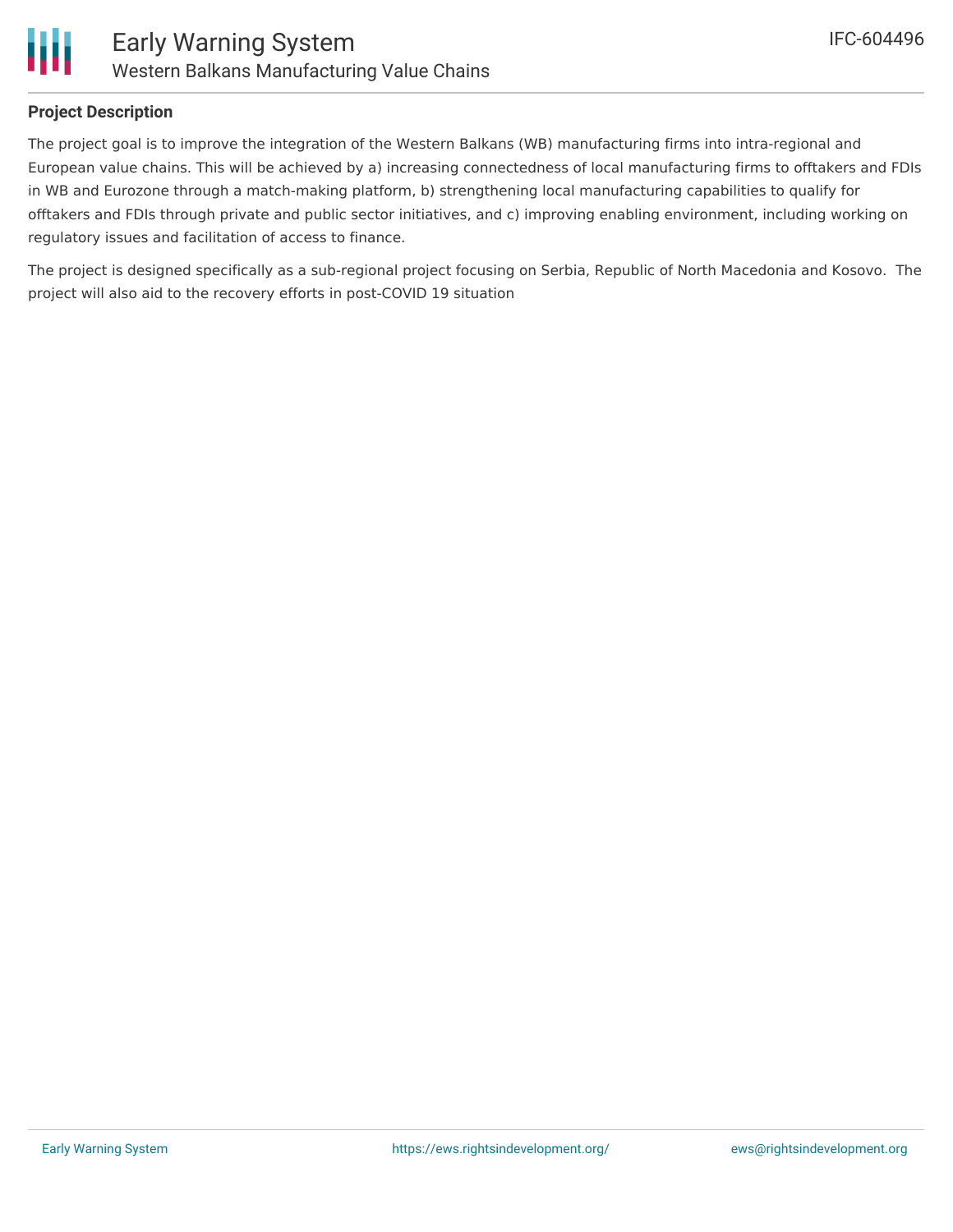## Project Description

The project goal is to improve the integration of the Western Balkans (WB) manufacturing firms into intra-regional and European value chains. This will be achieved by a) increasing connectedness of local manufacturing firms to offtakers and FDIs in WB and Eurozone through a match-making platform, b) strengthening local manufacturing capabilities to qualify for offtakers and FDIs through private and public sector initiatives, and c) improving enabling environment, including working on regulatory issues and facilitation of access to finance.

The project is designed specifically as a sub-regional project focusing on Serbia, Republic of North Macedonia and Kosovo.  The project will also aid to the recovery efforts in post-COVID 19 situation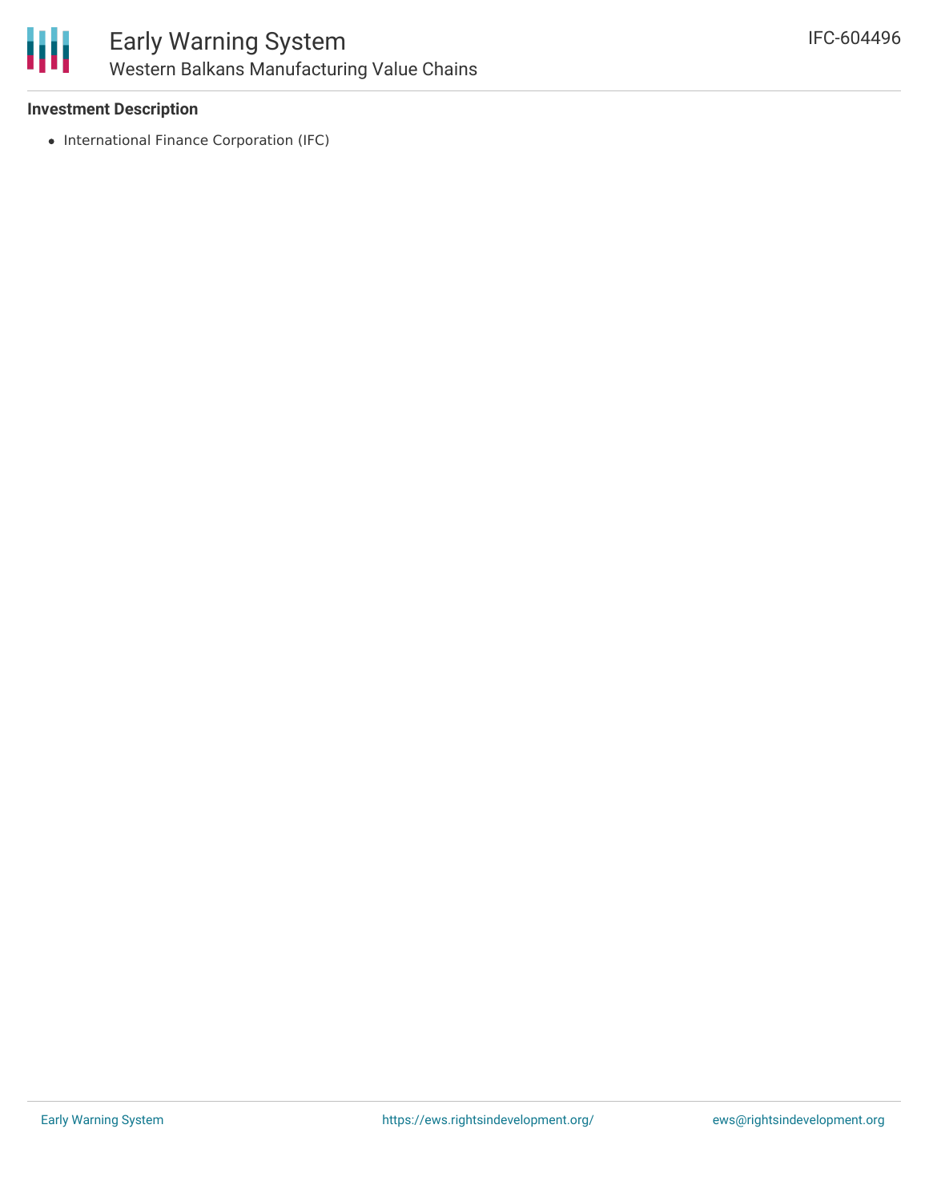### Investment Description

- International Finance Corporation (IFC)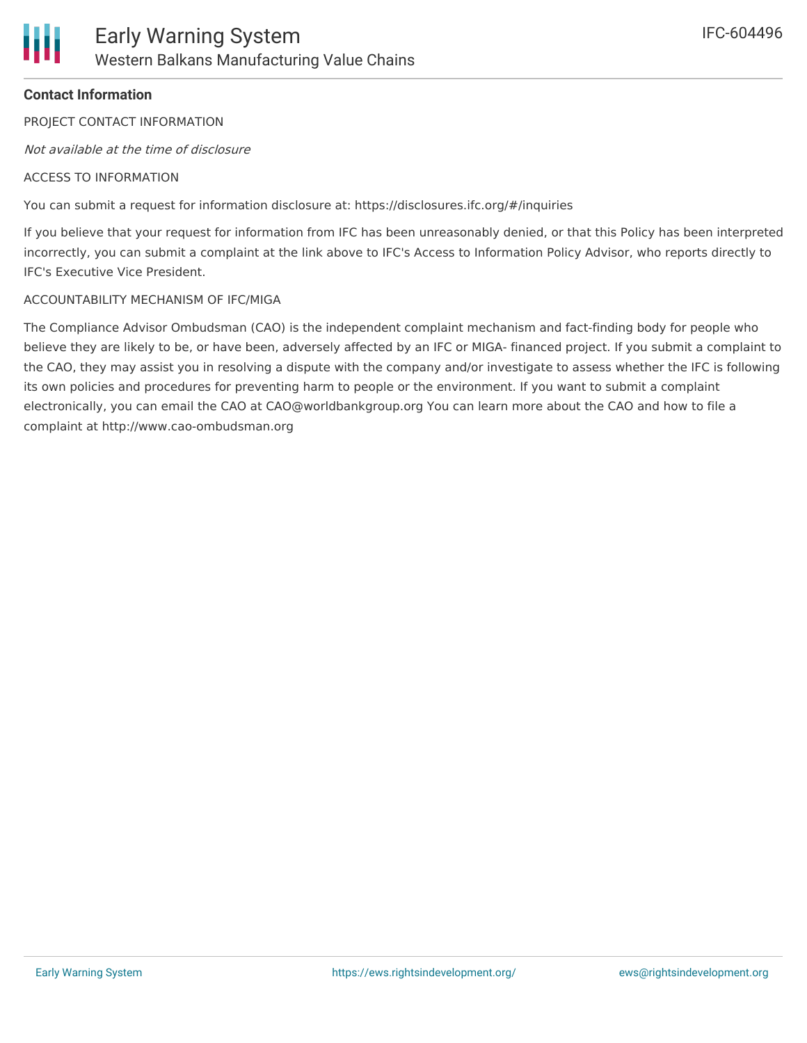## Contact Information

PROJECT CONTACT INFORMATION

*Not available at the time of disclosure*

ACCESS TO INFORMATION

You can submit a request for information disclosure at: https://disclosures.ifc.org/#/inquiries

If you believe that your request for information from IFC has been unreasonably denied, or that this Policy has been interpreted incorrectly, you can submit a complaint at the link above to IFC's Access to Information Policy Advisor, who reports directly to IFC's Executive Vice President.

ACCOUNTABILITY MECHANISM OF IFC/MIGA

The Compliance Advisor Ombudsman (CAO) is the independent complaint mechanism and fact-finding body for people who believe they are likely to be, or have been, adversely affected by an IFC or MIGA- financed project. If you submit a complaint to the CAO, they may assist you in resolving a dispute with the company and/or investigate to assess whether the IFC is following its own policies and procedures for preventing harm to people or the environment. If you want to submit a complaint electronically, you can email the CAO at CAO@worldbankgroup.org You can learn more about the CAO and how to file a complaint at http://www.cao-ombudsman.org